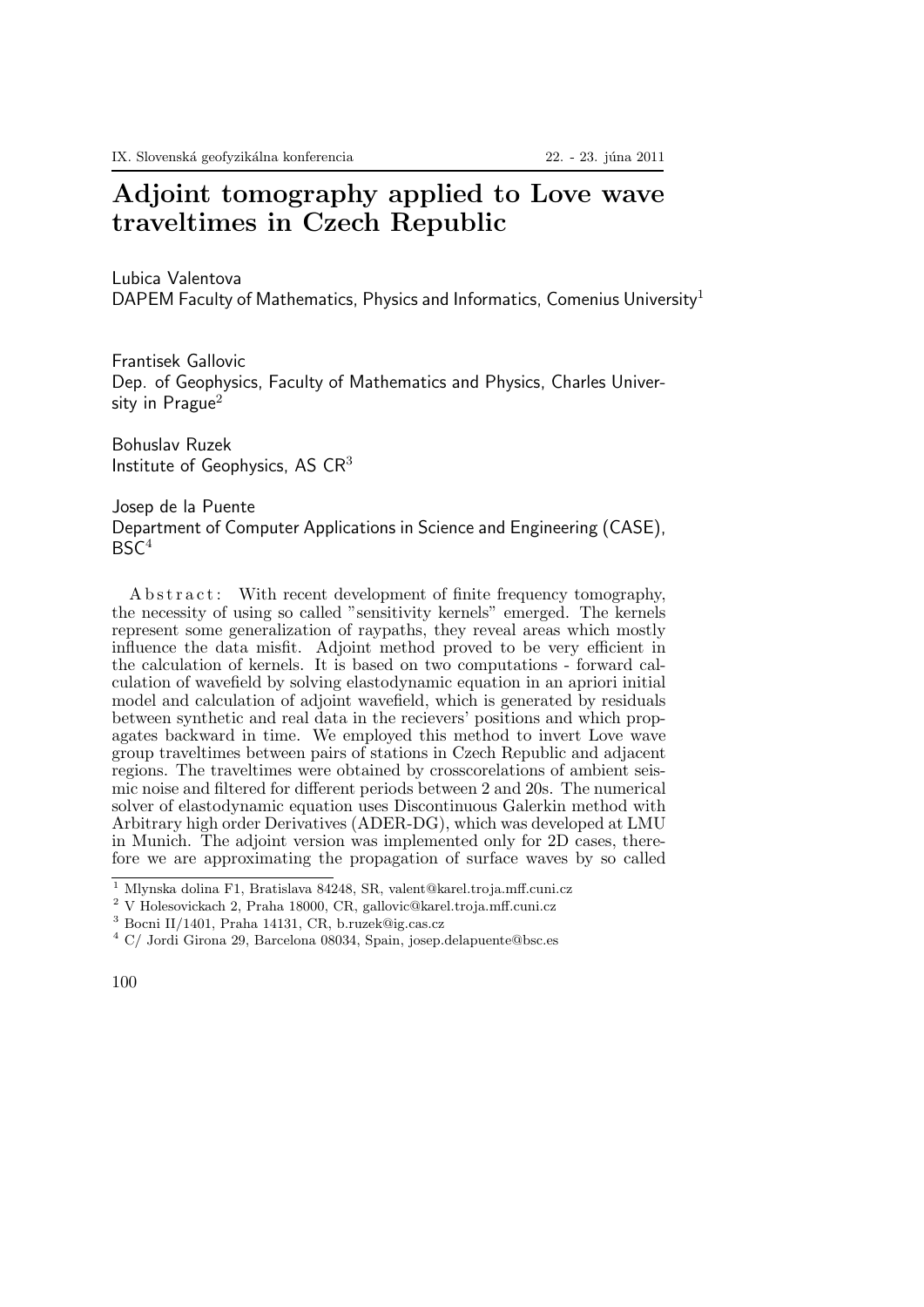# Adjoint tomography applied to Love wave traveltimes in Czech Republic

Lubica Valentova
DAPEM Faculty of Mathematics, Physics and Informatics, Comenius University[1]

Frantisek Gallovic
Dep. of Geophysics, Faculty of Mathematics and Physics, Charles University in Prague[2]

Bohuslav Ruzek
Institute of Geophysics, AS CR[3]

Josep de la Puente
Department of Computer Applications in Science and Engineering (CASE), BSC[4]

Abstract: With recent development of finite frequency tomography, the necessity of using so called "sensitivity kernels" emerged. The kernels represent some generalization of raypaths, they reveal areas which mostly influence the data misfit. Adjoint method proved to be very efficient in the calculation of kernels. It is based on two computations - forward calculation of wavefield by solving elastodynamic equation in an apriori initial model and calculation of adjoint wavefield, which is generated by residuals between synthetic and real data in the recievers' positions and which propagates backward in time. We employed this method to invert Love wave group traveltimes between pairs of stations in Czech Republic and adjacent regions. The traveltimes were obtained by crosscorelations of ambient seismic noise and filtered for different periods between 2 and 20s. The numerical solver of elastodynamic equation uses Discontinuous Galerkin method with Arbitrary high order Derivatives (ADER-DG), which was developed at LMU in Munich. The adjoint version was implemented only for 2D cases, therefore we are approximating the propagation of surface waves by so called

[1] Mlynska dolina F1, Bratislava 84248, SR, valent@karel.troja.mff.cuni.cz
[2] V Holesovickach 2, Praha 18000, CR, gallovic@karel.troja.mff.cuni.cz
[3] Bocni II/1401, Praha 14131, CR, b.ruzek@ig.cas.cz
[4] C/ Jordi Girona 29, Barcelona 08034, Spain, josep.delapuente@bsc.es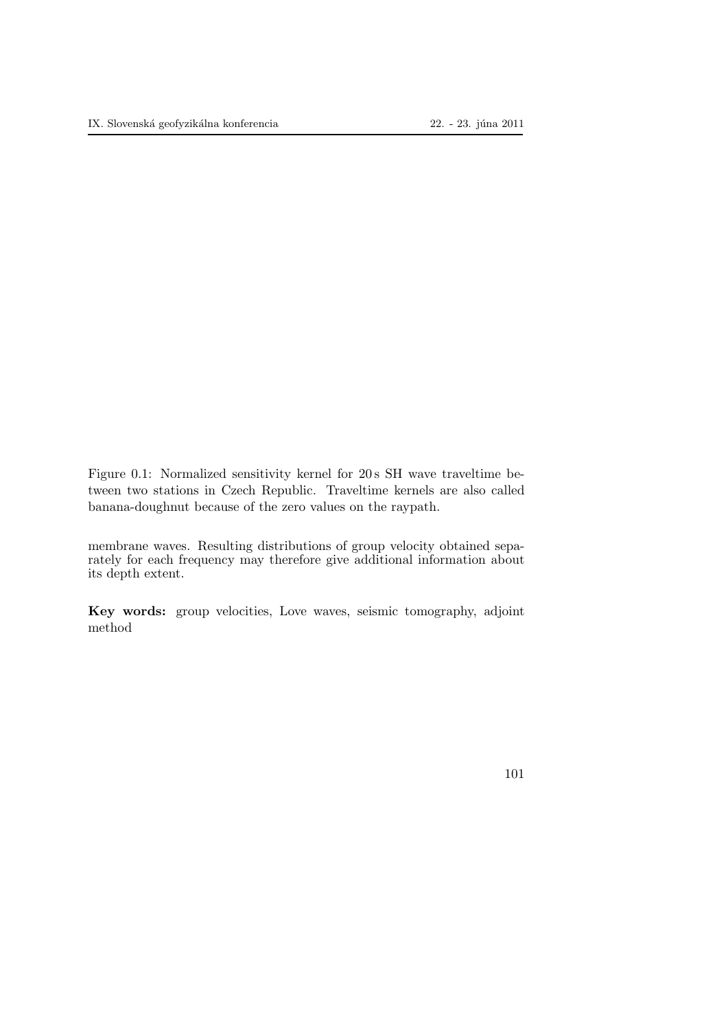Figure 0.1: Normalized sensitivity kernel for 20 s SH wave traveltime between two stations in Czech Republic. Traveltime kernels are also called banana-doughnut because of the zero values on the raypath.

membrane waves. Resulting distributions of group velocity obtained separately for each frequency may therefore give additional information about its depth extent.

**Key words:** group velocities, Love waves, seismic tomography, adjoint method